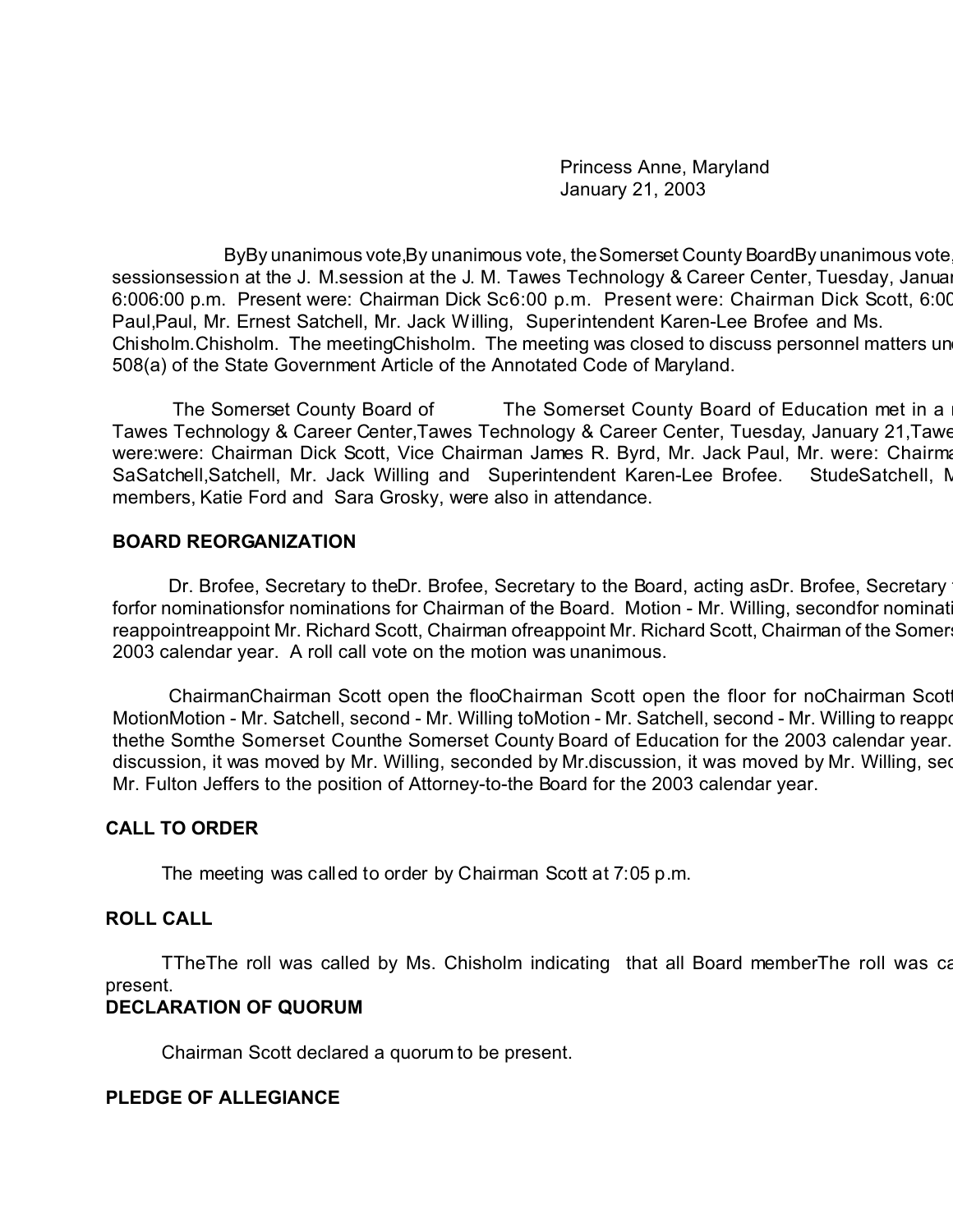Princess Anne, Maryland
January 21, 2003

ByBy unanimous vote,By unanimous vote, the Somerset County BoardBy unanimous vote, sessionsession at the J. M.session at the J. M. Tawes Technology & Career Center, Tuesday, Januar 6:006:00 p.m. Present were: Chairman Dick Sc6:00 p.m. Present were: Chairman Dick Scott, 6:00 Paul,Paul, Mr. Ernest Satchell, Mr. Jack Willing, Superintendent Karen-Lee Brofee and Ms. Chisholm.Chisholm. The meetingChisholm. The meeting was closed to discuss personnel matters und 508(a) of the State Government Article of the Annotated Code of Maryland.

The Somerset County Board of The Somerset County Board of Education met in a Tawes Technology & Career Center,Tawes Technology & Career Center, Tuesday, January 21,Tawe were:were: Chairman Dick Scott, Vice Chairman James R. Byrd, Mr. Jack Paul, Mr. were: Chairma SaSatchell,Satchell, Mr. Jack Willing and Superintendent Karen-Lee Brofee. StudeSatchell, M members, Katie Ford and Sara Grosky, were also in attendance.

## BOARD REORGANIZATION

Dr. Brofee, Secretary to theDr. Brofee, Secretary to the Board, acting asDr. Brofee, Secretary forfor nominationsfor nominations for Chairman of the Board. Motion - Mr. Willing, secondfor nominati reappointreappoint Mr. Richard Scott, Chairman ofreappoint Mr. Richard Scott, Chairman of the Somers 2003 calendar year. A roll call vote on the motion was unanimous.

ChairmanChairman Scott open the flooChairman Scott open the floor for noChairman Scott MotionMotion - Mr. Satchell, second - Mr. Willing toMotion - Mr. Satchell, second - Mr. Willing to reappo thethe Somthe Somerset Counthe Somerset County Board of Education for the 2003 calendar year. discussion, it was moved by Mr. Willing, seconded by Mr.discussion, it was moved by Mr. Willing, sec Mr. Fulton Jeffers to the position of Attorney-to-the Board for the 2003 calendar year.

## CALL TO ORDER

The meeting was called to order by Chairman Scott at 7:05 p.m.

## ROLL CALL

TTheThe roll was called by Ms. Chisholm indicating that all Board memberThe roll was ca present.

## DECLARATION OF QUORUM

Chairman Scott declared a quorum to be present.

## PLEDGE OF ALLEGIANCE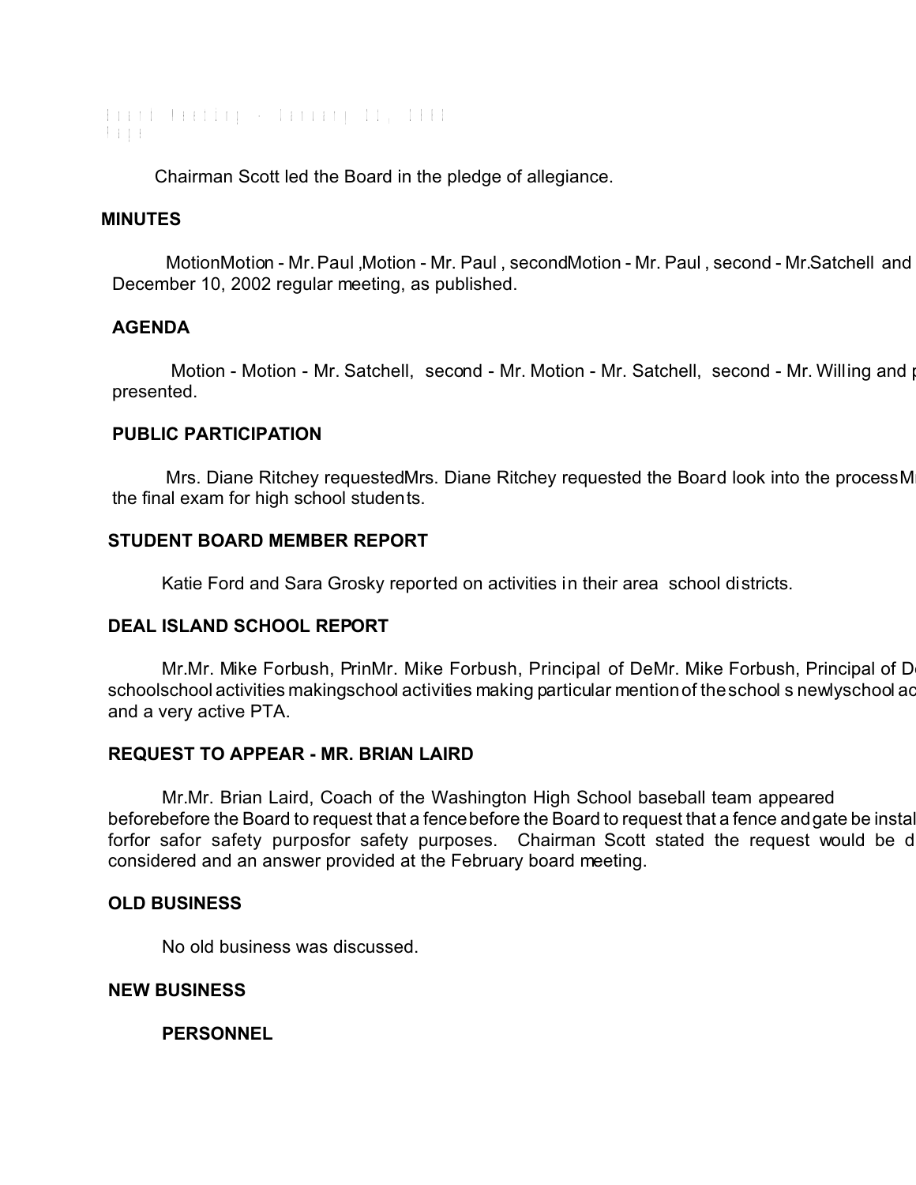Chairman Scott led the Board in the pledge of allegiance.

**MINUTES**

MotionMotion - Mr. Paul ,Motion - Mr. Paul , secondMotion - Mr. Paul , second - Mr.Satchell and December 10, 2002 regular meeting, as published.

**AGENDA**

Motion - Motion - Mr. Satchell, second - Mr. Motion - Mr. Satchell, second - Mr. Willing and presented.

**PUBLIC PARTICIPATION**

Mrs. Diane Ritchey requestedMrs. Diane Ritchey requested the Board look into the processM the final exam for high school students.

**STUDENT BOARD MEMBER REPORT**

Katie Ford and Sara Grosky reported on activities in their area school districts.

**DEAL ISLAND SCHOOL REPORT**

Mr.Mr. Mike Forbush, PrinMr. Mike Forbush, Principal of DeMr. Mike Forbush, Principal of D schoolschool activities makingschool activities making particular mention of the school s newlyschool ac and a very active PTA.

**REQUEST TO APPEAR - MR. BRIAN LAIRD**

Mr.Mr. Brian Laird, Coach of the Washington High School baseball team appeared beforebefore the Board to request that a fencebefore the Board to request that a fence and gate be instal forfor safor safety purposfor safety purposes. Chairman Scott stated the request would be d considered and an answer provided at the February board meeting.

**OLD BUSINESS**

No old business was discussed.

**NEW BUSINESS**

**PERSONNEL**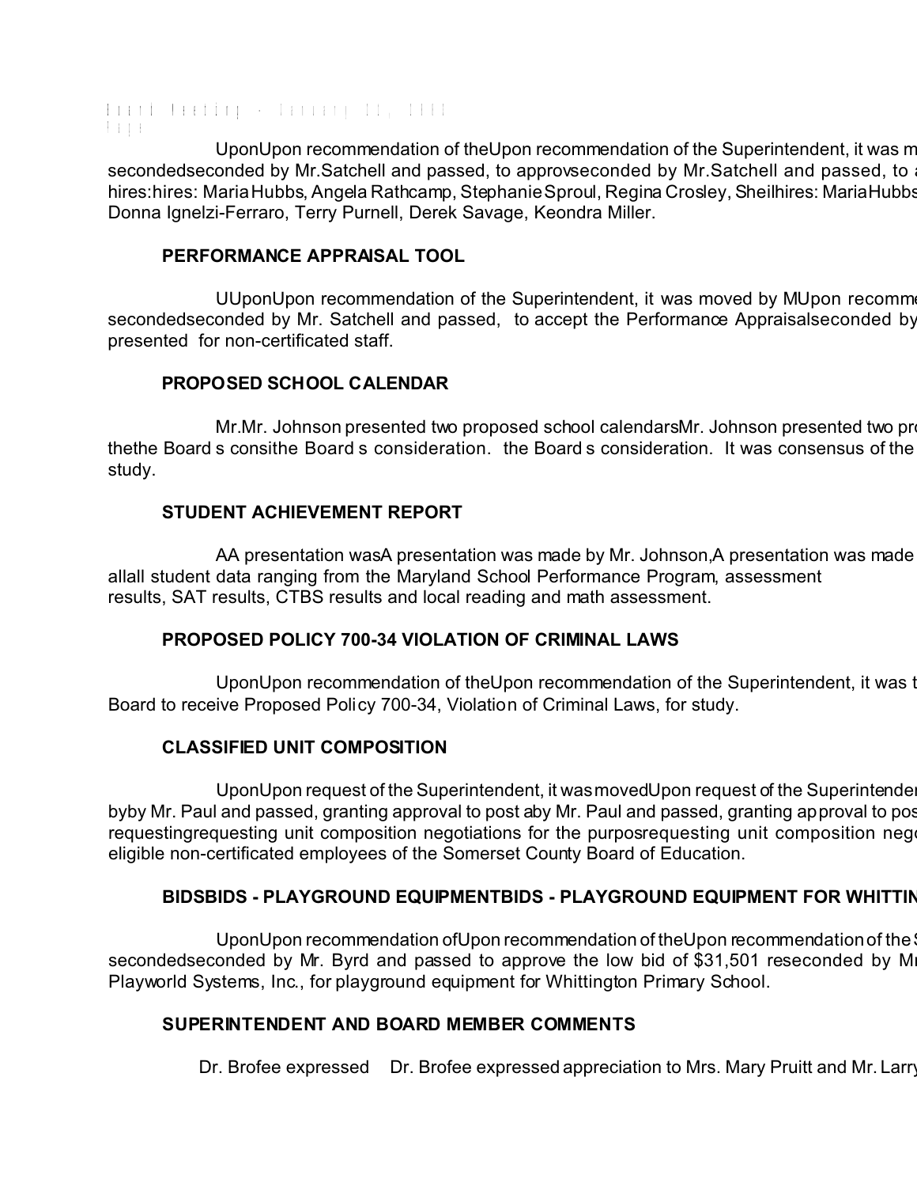UponUpon recommendation of theUpon recommendation of the Superintendent, it was m secondedseconded by Mr.Satchell and passed, to approvseconded by Mr.Satchell and passed, to a hires:hires: Maria Hubbs, Angela Rathcamp, Stephanie Sproul, Regina Crosley, Sheilhires: Maria Hubbs Donna Ignelzi-Ferraro, Terry Purnell, Derek Savage, Keondra Miller.

**PERFORMANCE APPRAISAL TOOL**

UUponUpon recommendation of the Superintendent, it was moved by MUpon recomme secondedseconded by Mr. Satchell and passed, to accept the Performance Appraisalseconded by presented for non-certificated staff.

**PROPOSED SCHOOL CALENDAR**

Mr.Mr. Johnson presented two proposed school calendarsMr. Johnson presented two pro thethe Board s consithe Board s consideration. the Board s consideration. It was consensus of the study.

**STUDENT ACHIEVEMENT REPORT**

AA presentation wasA presentation was made by Mr. Johnson,A presentation was made allall student data ranging from the Maryland School Performance Program, assessment results, SAT results, CTBS results and local reading and math assessment.

**PROPOSED POLICY 700-34 VIOLATION OF CRIMINAL LAWS**

UponUpon recommendation of theUpon recommendation of the Superintendent, it was t Board to receive Proposed Policy 700-34, Violation of Criminal Laws, for study.

**CLASSIFIED UNIT COMPOSITION**

UponUpon request of the Superintendent, it was movedUpon request of the Superintender byby Mr. Paul and passed, granting approval to post aby Mr. Paul and passed, granting approval to pos requestingrequesting unit composition negotiations for the purposrequesting unit composition neg eligible non-certificated employees of the Somerset County Board of Education.

**BIDSBIDS - PLAYGROUND EQUIPMENTBIDS - PLAYGROUND EQUIPMENT FOR WHITTIN**

UponUpon recommendation ofUpon recommendation of theUpon recommendation of the S secondedseconded by Mr. Byrd and passed to approve the low bid of $31,501 reseconded by M Playworld Systems, Inc., for playground equipment for Whittington Primary School.

**SUPERINTENDENT AND BOARD MEMBER COMMENTS**

Dr. Brofee expressed Dr. Brofee expressed appreciation to Mrs. Mary Pruitt and Mr. Larry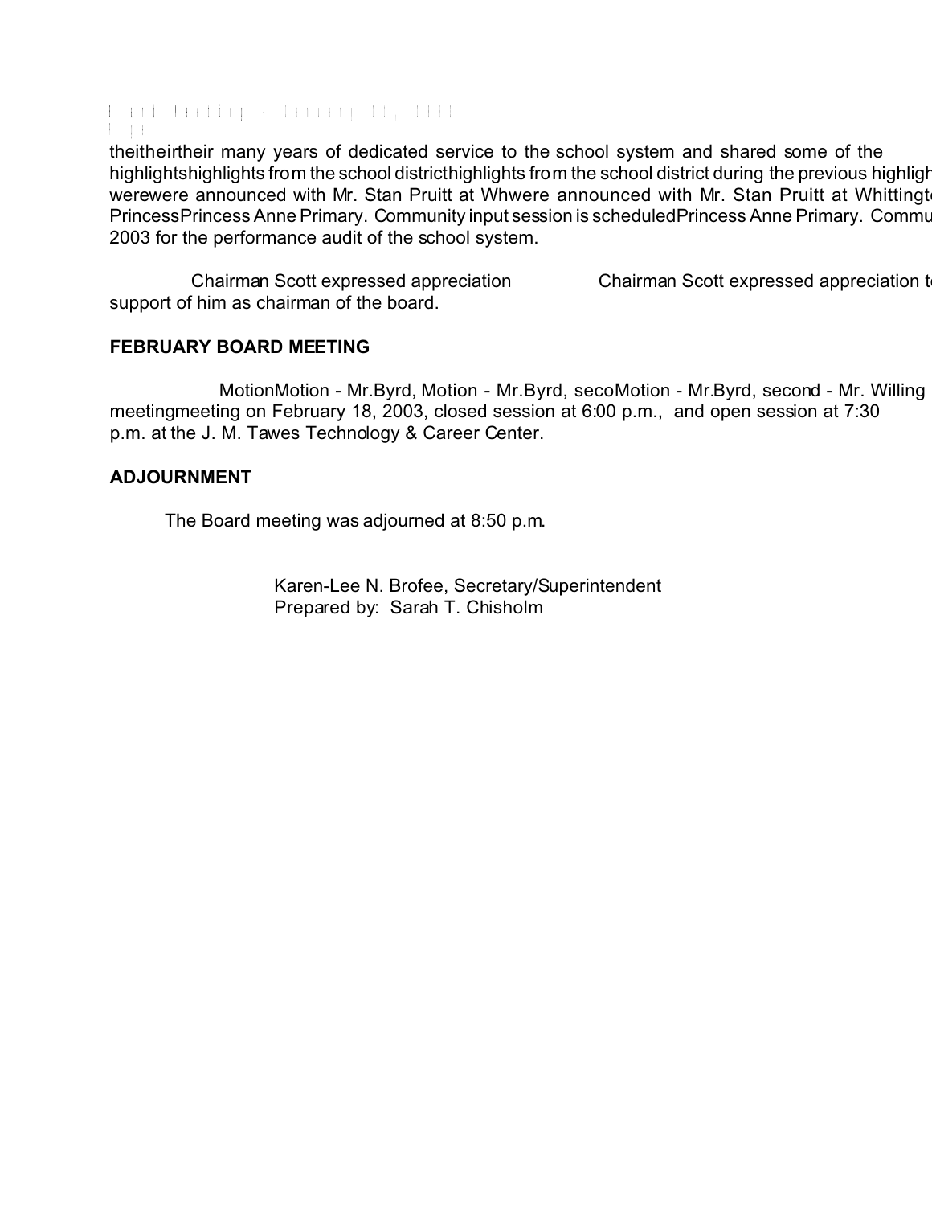theitheirtheir many years of dedicated service to the school system and shared some of the highlightshighlights from the school districthighlights from the school district during the previous highligh werewere announced with Mr. Stan Pruitt at Whwere announced with Mr. Stan Pruitt at Whittingt PrincessPrincess Anne Primary. Community input session is scheduledPrincess Anne Primary. Commu 2003 for the performance audit of the school system.

Chairman Scott expressed appreciation Chairman Scott expressed appreciation t support of him as chairman of the board.

**FEBRUARY BOARD MEETING**

MotionMotion - Mr.Byrd, Motion - Mr.Byrd, secoMotion - Mr.Byrd, second - Mr. Willing meetingmeeting on February 18, 2003, closed session at 6:00 p.m., and open session at 7:30 p.m. at the J. M. Tawes Technology & Career Center.

**ADJOURNMENT**

The Board meeting was adjourned at 8:50 p.m.

Karen-Lee N. Brofee, Secretary/Superintendent
Prepared by: Sarah T. Chisholm